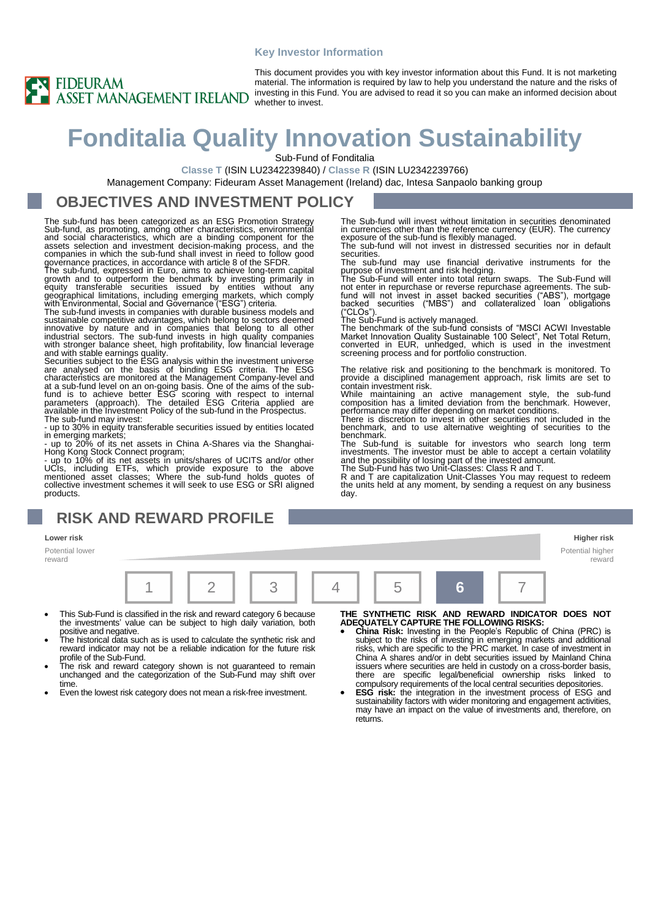Key Investor Information

FIDEURAM ASSET MANAGEMENT IRELAND

This document provides you with key investor information about this Fund. It is not marketing material. The information is required by law to help you understand the nature and the risks of investing in this Fund. You are advised to read it so you can make an informed decision about whether to invest.

# Fonditalia Quality Innovation Sustainability

Sub-Fund of Fonditalia

**Classe T** (ISIN LU2342239840) / **Classe R** (ISIN LU2342239766)

Management Company: Fideuram Asset Management (Ireland) dac, Intesa Sanpaolo banking group

## OBJECTIVES AND INVESTMENT POLICY

The sub-fund has been categorized as an ESG Promotion Strategy Sub-fund, as promoting, among other characteristics, environmental and social characteristics, which are a binding component for the assets selection and investment decision-making process, and the companies in which the sub-fund shall invest in need to follow good governance practices, in accordance with article 8 of the SFDR.

The sub-fund, expressed in Euro, aims to achieve long-term capital growth and to outperform the benchmark by investing primarily in equity transferable securities issued by entities without any geographical limitations, including emerging markets, which comply with Environmental, Social and Governance ("ESG") criteria.

The sub-fund invests in companies with durable business models and sustainable competitive advantages, which belong to sectors deemed innovative by nature and in companies that belong to all other industrial sectors. The sub-fund invests in high quality companies with stronger balance sheet, high profitability, low financial leverage and with stable earnings quality.

Securities subject to the ESG analysis within the investment universe are analysed on the basis of binding ESG criteria. The ESG characteristics are monitored at the Management Company-level and at a sub-fund level on an on-going basis. One of the aims of the sub-fund is to achieve better ESG scoring with respect to internal parameters (approach). The detailed ESG Criteria applied are available in the Investment Policy of the sub-fund in the Prospectus.

The sub-fund may invest:

- up to 30% in equity transferable securities issued by entities located in emerging markets;
- up to 20% of its net assets in China A-Shares via the Shanghai-Hong Kong Stock Connect program;
- up to 10% of its net assets in units/shares of UCITS and/or other UCIs, including ETFs, which provide exposure to the above mentioned asset classes; Where the sub-fund holds quotes of collective investment schemes it will seek to use ESG or SRI aligned products.

The Sub-fund will invest without limitation in securities denominated in currencies other than the reference currency (EUR). The currency exposure of the sub-fund is flexibly managed.

The sub-fund will not invest in distressed securities nor in default securities.

The sub-fund may use financial derivative instruments for the purpose of investment and risk hedging.

The Sub-Fund will enter into total return swaps. The Sub-Fund will not enter in repurchase or reverse repurchase agreements. The sub-fund will not invest in asset backed securities ("ABS"), mortgage backed securities ("MBS") and collateralized loan obligations ("CLOs").

The Sub-Fund is actively managed.

The benchmark of the sub-fund consists of "MSCI ACWI Investable Market Innovation Quality Sustainable 100 Select", Net Total Return, converted in EUR, unhedged, which is used in the investment screening process and for portfolio construction.

The relative risk and positioning to the benchmark is monitored. To provide a disciplined management approach, risk limits are set to contain investment risk.

While maintaining an active management style, the sub-fund composition has a limited deviation from the benchmark. However, performance may differ depending on market conditions.

There is discretion to invest in other securities not included in the benchmark, and to use alternative weighting of securities to the benchmark.

The Sub-fund is suitable for investors who search long term investments. The investor must be able to accept a certain volatility and the possibility of losing part of the invested amount.

The Sub-Fund has two Unit-Classes: Class R and T.

R and T are capitalization Unit-Classes You may request to redeem the units held at any moment, by sending a request on any business day.

## RISK AND REWARD PROFILE

| **Lower risk** Potential lower reward | | | | | | **Higher risk** Potential higher reward |
|---|---|---|---|---|---|---|
| 1 | 2 | 3 | 4 | 5 | **6** | 7 |

- This Sub-Fund is classified in the risk and reward category 6 because the investments' value can be subject to high daily variation, both positive and negative.
- The historical data such as is used to calculate the synthetic risk and reward indicator may not be a reliable indication for the future risk profile of the Sub-Fund.
- The risk and reward category shown is not guaranteed to remain unchanged and the categorization of the Sub-Fund may shift over time.
- Even the lowest risk category does not mean a risk-free investment.

**THE SYNTHETIC RISK AND REWARD INDICATOR DOES NOT ADEQUATELY CAPTURE THE FOLLOWING RISKS:**

- **China Risk:** Investing in the People's Republic of China (PRC) is subject to the risks of investing in emerging markets and additional risks, which are specific to the PRC market. In case of investment in China A shares and/or in debt securities issued by Mainland China issuers where securities are held in custody on a cross-border basis, there are specific legal/beneficial ownership risks linked to compulsory requirements of the local central securities depositories.
- **ESG risk:** the integration in the investment process of ESG and sustainability factors with wider monitoring and engagement activities, may have an impact on the value of investments and, therefore, on returns.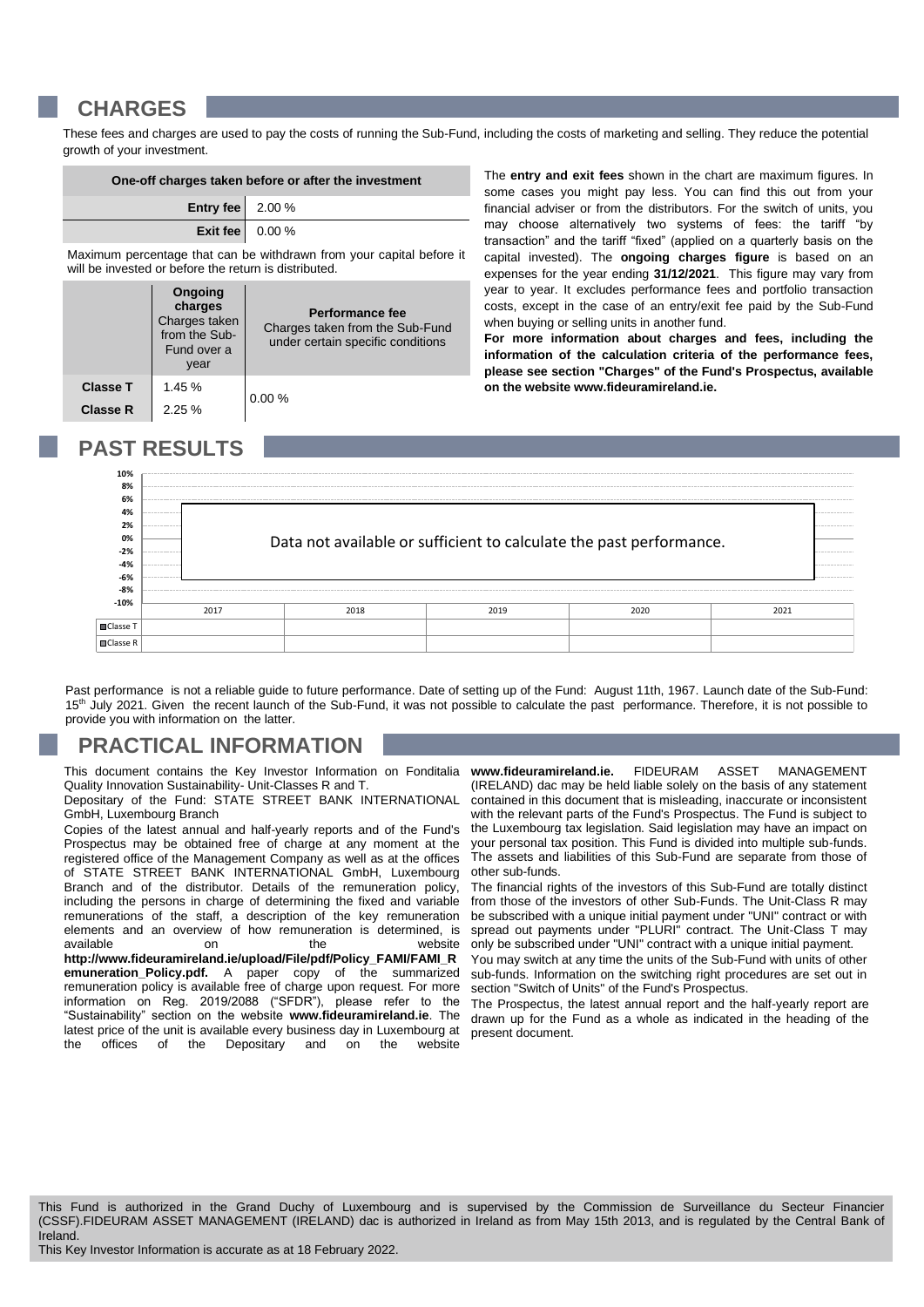## CHARGES

These fees and charges are used to pay the costs of running the Sub-Fund, including the costs of marketing and selling. They reduce the potential growth of your investment.

| One-off charges taken before or after the investment | |
|---|---|
| **Entry fee** | 2.00 % |
| **Exit fee** | 0.00 % |

Maximum percentage that can be withdrawn from your capital before it will be invested or before the return is distributed.

| | **Ongoing charges** Charges taken from the Sub-Fund over a year | **Performance fee** Charges taken from the Sub-Fund under certain specific conditions |
|---|---|---|
| **Classe T** | 1.45 % | 0.00 % |
| **Classe R** | 2.25 % | |

The **entry and exit fees** shown in the chart are maximum figures. In some cases you might pay less. You can find this out from your financial adviser or from the distributors. For the switch of units, you may choose alternatively two systems of fees: the tariff "by transaction" and the tariff "fixed" (applied on a quarterly basis on the capital invested). The **ongoing charges figure** is based on an expenses for the year ending **31/12/2021**. This figure may vary from year to year. It excludes performance fees and portfolio transaction costs, except in the case of an entry/exit fee paid by the Sub-Fund when buying or selling units in another fund.

**For more information about charges and fees, including the information of the calculation criteria of the performance fees, please see section "Charges" of the Fund's Prospectus, available on the website www.fideuramireland.ie.**

## PAST RESULTS

10%
8%
6%
4%
2%
0%
-2%
-4%
-6%
-8%
-10%

Data not available or sufficient to calculate the past performance.

2017 2018 2019 2020 2021

Classe T
Classe R

Past performance is not a reliable guide to future performance. Date of setting up of the Fund: August 11th, 1967. Launch date of the Sub-Fund: 15th July 2021. Given the recent launch of the Sub-Fund, it was not possible to calculate the past performance. Therefore, it is not possible to provide you with information on the latter.

## PRACTICAL INFORMATION

This document contains the Key Investor Information on Fonditalia Quality Innovation Sustainability- Unit-Classes R and T.

Depositary of the Fund: STATE STREET BANK INTERNATIONAL GmbH, Luxembourg Branch

Copies of the latest annual and half-yearly reports and of the Fund's Prospectus may be obtained free of charge at any moment at the registered office of the Management Company as well as at the offices of STATE STREET BANK INTERNATIONAL GmbH, Luxembourg Branch and of the distributor. Details of the remuneration policy, including the persons in charge of determining the fixed and variable remunerations of the staff, a description of the key remuneration elements and an overview of how remuneration is determined, is available on the website **http://www.fideuramireland.ie/upload/File/pdf/Policy_FAMI/FAMI_Remuneration_Policy.pdf.** A paper copy of the summarized remuneration policy is available free of charge upon request. For more information on Reg. 2019/2088 ("SFDR"), please refer to the "Sustainability" section on the website **www.fideuramireland.ie**. The latest price of the unit is available every business day in Luxembourg at the offices of the Depositary and on the website **www.fideuramireland.ie.** FIDEURAM ASSET MANAGEMENT (IRELAND) dac may be held liable solely on the basis of any statement contained in this document that is misleading, inaccurate or inconsistent with the relevant parts of the Fund's Prospectus. The Fund is subject to the Luxembourg tax legislation. Said legislation may have an impact on your personal tax position. This Fund is divided into multiple sub-funds. The assets and liabilities of this Sub-Fund are separate from those of other sub-funds.

The financial rights of the investors of this Sub-Fund are totally distinct from those of the investors of other Sub-Funds. The Unit-Class R may be subscribed with a unique initial payment under "UNI" contract or with spread out payments under "PLURI" contract. The Unit-Class T may only be subscribed under "UNI" contract with a unique initial payment.

You may switch at any time the units of the Sub-Fund with units of other sub-funds. Information on the switching right procedures are set out in section "Switch of Units" of the Fund's Prospectus.

The Prospectus, the latest annual report and the half-yearly report are drawn up for the Fund as a whole as indicated in the heading of the present document.

This Fund is authorized in the Grand Duchy of Luxembourg and is supervised by the Commission de Surveillance du Secteur Financier (CSSF).FIDEURAM ASSET MANAGEMENT (IRELAND) dac is authorized in Ireland as from May 15th 2013, and is regulated by the Central Bank of Ireland.

This Key Investor Information is accurate as at 18 February 2022.